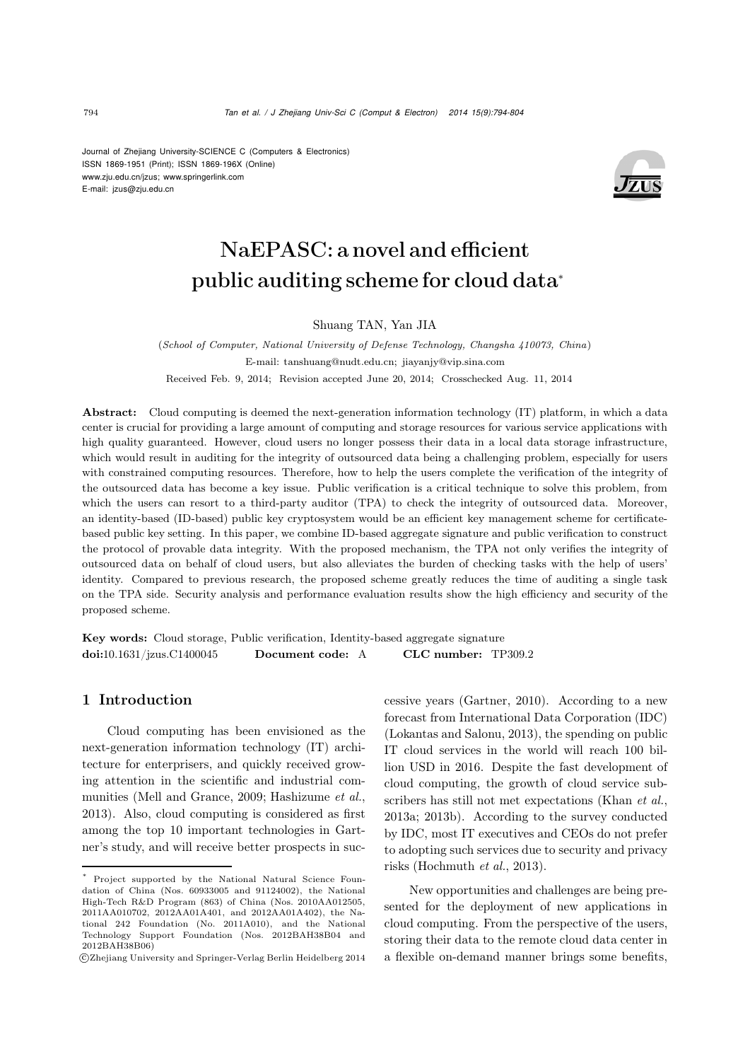Journal of Zhejiang University-SCIENCE C (Computers & Electronics)
ISSN 1869-1951 (Print); ISSN 1869-196X (Online)
www.zju.edu.cn/jzus; www.springerlink.com
E-mail: jzus@zju.edu.cn

# NaEPASC: a novel and efficient public auditing scheme for cloud data*

Shuang TAN, Yan JIA

(*School of Computer, National University of Defense Technology, Changsha 410073, China*)

E-mail: tanshuang@nudt.edu.cn; jiayanjy@vip.sina.com

Received Feb. 9, 2014; Revision accepted June 20, 2014; Crosschecked Aug. 11, 2014

**Abstract:** Cloud computing is deemed the next-generation information technology (IT) platform, in which a data center is crucial for providing a large amount of computing and storage resources for various service applications with high quality guaranteed. However, cloud users no longer possess their data in a local data storage infrastructure, which would result in auditing for the integrity of outsourced data being a challenging problem, especially for users with constrained computing resources. Therefore, how to help the users complete the verification of the integrity of the outsourced data has become a key issue. Public verification is a critical technique to solve this problem, from which the users can resort to a third-party auditor (TPA) to check the integrity of outsourced data. Moreover, an identity-based (ID-based) public key cryptosystem would be an efficient key management scheme for certificate-based public key setting. In this paper, we combine ID-based aggregate signature and public verification to construct the protocol of provable data integrity. With the proposed mechanism, the TPA not only verifies the integrity of outsourced data on behalf of cloud users, but also alleviates the burden of checking tasks with the help of users' identity. Compared to previous research, the proposed scheme greatly reduces the time of auditing a single task on the TPA side. Security analysis and performance evaluation results show the high efficiency and security of the proposed scheme.

**Key words:** Cloud storage, Public verification, Identity-based aggregate signature
**doi:**10.1631/jzus.C1400045 **Document code:** A **CLC number:** TP309.2

## 1 Introduction

Cloud computing has been envisioned as the next-generation information technology (IT) architecture for enterprisers, and quickly received growing attention in the scientific and industrial communities (Mell and Grance, 2009; Hashizume *et al.*, 2013). Also, cloud computing is considered as first among the top 10 important technologies in Gartner's study, and will receive better prospects in successive years (Gartner, 2010). According to a new forecast from International Data Corporation (IDC) (Lokantas and Salonu, 2013), the spending on public IT cloud services in the world will reach 100 billion USD in 2016. Despite the fast development of cloud computing, the growth of cloud service subscribers has still not met expectations (Khan *et al.*, 2013a; 2013b). According to the survey conducted by IDC, most IT executives and CEOs do not prefer to adopting such services due to security and privacy risks (Hochmuth *et al.*, 2013).

New opportunities and challenges are being presented for the deployment of new applications in cloud computing. From the perspective of the users, storing their data to the remote cloud data center in a flexible on-demand manner brings some benefits,

---

* Project supported by the National Natural Science Foundation of China (Nos. 60933005 and 91124002), the National High-Tech R&D Program (863) of China (Nos. 2010AA012505, 2011AA010702, 2012AA01A401, and 2012AA01A402), the National 242 Foundation (No. 2011A010), and the National Technology Support Foundation (Nos. 2012BAH38B04 and 2012BAH38B06)

©Zhejiang University and Springer-Verlag Berlin Heidelberg 2014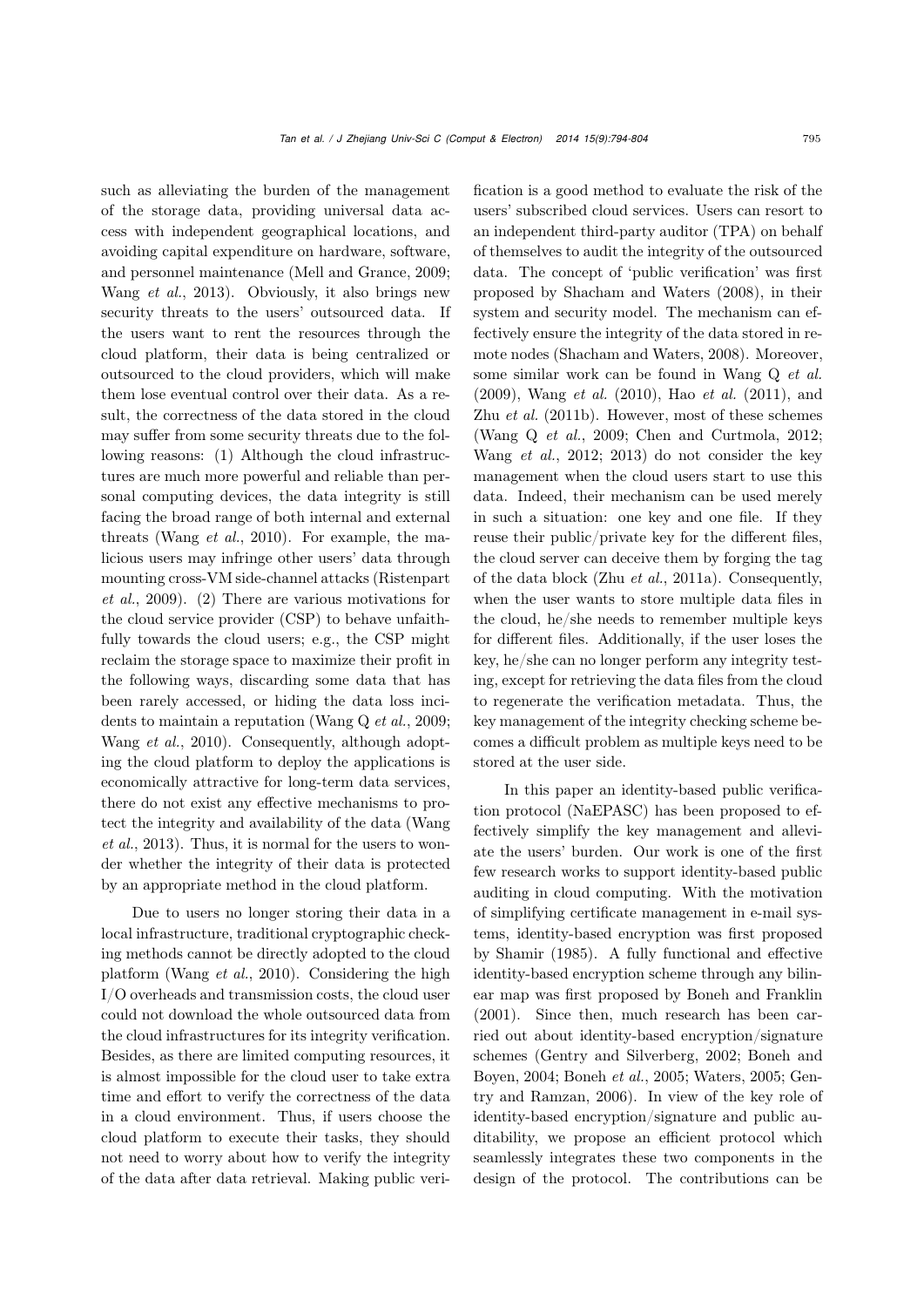such as alleviating the burden of the management of the storage data, providing universal data access with independent geographical locations, and avoiding capital expenditure on hardware, software, and personnel maintenance (Mell and Grance, 2009; Wang *et al.*, 2013). Obviously, it also brings new security threats to the users' outsourced data. If the users want to rent the resources through the cloud platform, their data is being centralized or outsourced to the cloud providers, which will make them lose eventual control over their data. As a result, the correctness of the data stored in the cloud may suffer from some security threats due to the following reasons: (1) Although the cloud infrastructures are much more powerful and reliable than personal computing devices, the data integrity is still facing the broad range of both internal and external threats (Wang *et al.*, 2010). For example, the malicious users may infringe other users' data through mounting cross-VM side-channel attacks (Ristenpart *et al.*, 2009). (2) There are various motivations for the cloud service provider (CSP) to behave unfaithfully towards the cloud users; e.g., the CSP might reclaim the storage space to maximize their profit in the following ways, discarding some data that has been rarely accessed, or hiding the data loss incidents to maintain a reputation (Wang Q *et al.*, 2009; Wang *et al.*, 2010). Consequently, although adopting the cloud platform to deploy the applications is economically attractive for long-term data services, there do not exist any effective mechanisms to protect the integrity and availability of the data (Wang *et al.*, 2013). Thus, it is normal for the users to wonder whether the integrity of their data is protected by an appropriate method in the cloud platform.

Due to users no longer storing their data in a local infrastructure, traditional cryptographic checking methods cannot be directly adopted to the cloud platform (Wang *et al.*, 2010). Considering the high I/O overheads and transmission costs, the cloud user could not download the whole outsourced data from the cloud infrastructures for its integrity verification. Besides, as there are limited computing resources, it is almost impossible for the cloud user to take extra time and effort to verify the correctness of the data in a cloud environment. Thus, if users choose the cloud platform to execute their tasks, they should not need to worry about how to verify the integrity of the data after data retrieval. Making public verification is a good method to evaluate the risk of the users' subscribed cloud services. Users can resort to an independent third-party auditor (TPA) on behalf of themselves to audit the integrity of the outsourced data. The concept of 'public verification' was first proposed by Shacham and Waters (2008), in their system and security model. The mechanism can effectively ensure the integrity of the data stored in remote nodes (Shacham and Waters, 2008). Moreover, some similar work can be found in Wang Q *et al.* (2009), Wang *et al.* (2010), Hao *et al.* (2011), and Zhu *et al.* (2011b). However, most of these schemes (Wang Q *et al.*, 2009; Chen and Curtmola, 2012; Wang *et al.*, 2012; 2013) do not consider the key management when the cloud users start to use this data. Indeed, their mechanism can be used merely in such a situation: one key and one file. If they reuse their public/private key for the different files, the cloud server can deceive them by forging the tag of the data block (Zhu *et al.*, 2011a). Consequently, when the user wants to store multiple data files in the cloud, he/she needs to remember multiple keys for different files. Additionally, if the user loses the key, he/she can no longer perform any integrity testing, except for retrieving the data files from the cloud to regenerate the verification metadata. Thus, the key management of the integrity checking scheme becomes a difficult problem as multiple keys need to be stored at the user side.

In this paper an identity-based public verification protocol (NaEPASC) has been proposed to effectively simplify the key management and alleviate the users' burden. Our work is one of the first few research works to support identity-based public auditing in cloud computing. With the motivation of simplifying certificate management in e-mail systems, identity-based encryption was first proposed by Shamir (1985). A fully functional and effective identity-based encryption scheme through any bilinear map was first proposed by Boneh and Franklin (2001). Since then, much research has been carried out about identity-based encryption/signature schemes (Gentry and Silverberg, 2002; Boneh and Boyen, 2004; Boneh *et al.*, 2005; Waters, 2005; Gentry and Ramzan, 2006). In view of the key role of identity-based encryption/signature and public auditability, we propose an efficient protocol which seamlessly integrates these two components in the design of the protocol. The contributions can be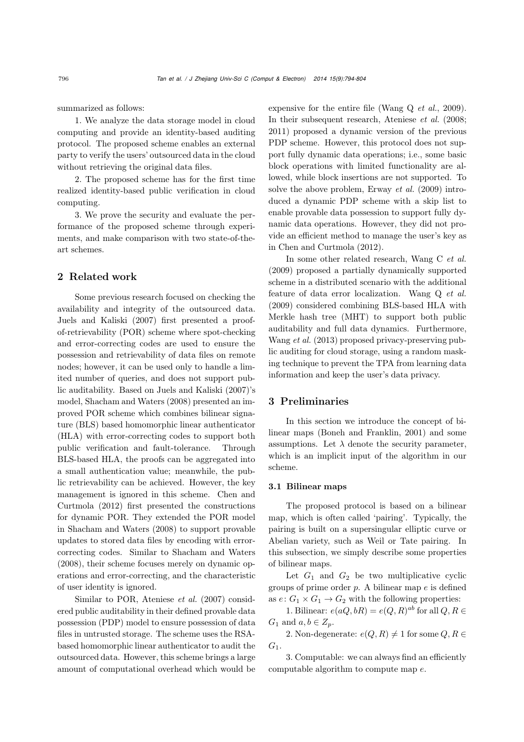summarized as follows:

1. We analyze the data storage model in cloud computing and provide an identity-based auditing protocol. The proposed scheme enables an external party to verify the users' outsourced data in the cloud without retrieving the original data files.

2. The proposed scheme has for the first time realized identity-based public verification in cloud computing.

3. We prove the security and evaluate the performance of the proposed scheme through experiments, and make comparison with two state-of-the-art schemes.

## 2 Related work

Some previous research focused on checking the availability and integrity of the outsourced data. Juels and Kaliski (2007) first presented a proof-of-retrievability (POR) scheme where spot-checking and error-correcting codes are used to ensure the possession and retrievability of data files on remote nodes; however, it can be used only to handle a limited number of queries, and does not support public auditability. Based on Juels and Kaliski (2007)'s model, Shacham and Waters (2008) presented an improved POR scheme which combines bilinear signature (BLS) based homomorphic linear authenticator (HLA) with error-correcting codes to support both public verification and fault-tolerance. Through BLS-based HLA, the proofs can be aggregated into a small authentication value; meanwhile, the public retrievability can be achieved. However, the key management is ignored in this scheme. Chen and Curtmola (2012) first presented the constructions for dynamic POR. They extended the POR model in Shacham and Waters (2008) to support provable updates to stored data files by encoding with error-correcting codes. Similar to Shacham and Waters (2008), their scheme focuses merely on dynamic operations and error-correcting, and the characteristic of user identity is ignored.

Similar to POR, Ateniese *et al.* (2007) considered public auditability in their defined provable data possession (PDP) model to ensure possession of data files in untrusted storage. The scheme uses the RSA-based homomorphic linear authenticator to audit the outsourced data. However, this scheme brings a large amount of computational overhead which would be expensive for the entire file (Wang Q *et al.*, 2009). In their subsequent research, Ateniese *et al.* (2008; 2011) proposed a dynamic version of the previous PDP scheme. However, this protocol does not support fully dynamic data operations; i.e., some basic block operations with limited functionality are allowed, while block insertions are not supported. To solve the above problem, Erway *et al.* (2009) introduced a dynamic PDP scheme with a skip list to enable provable data possession to support fully dynamic data operations. However, they did not provide an efficient method to manage the user's key as in Chen and Curtmola (2012).

In some other related research, Wang C *et al.* (2009) proposed a partially dynamically supported scheme in a distributed scenario with the additional feature of data error localization. Wang Q *et al.* (2009) considered combining BLS-based HLA with Merkle hash tree (MHT) to support both public auditability and full data dynamics. Furthermore, Wang *et al.* (2013) proposed privacy-preserving public auditing for cloud storage, using a random masking technique to prevent the TPA from learning data information and keep the user's data privacy.

## 3 Preliminaries

In this section we introduce the concept of bilinear maps (Boneh and Franklin, 2001) and some assumptions. Let $\lambda$ denote the security parameter, which is an implicit input of the algorithm in our scheme.

### 3.1 Bilinear maps

The proposed protocol is based on a bilinear map, which is often called 'pairing'. Typically, the pairing is built on a supersingular elliptic curve or Abelian variety, such as Weil or Tate pairing. In this subsection, we simply describe some properties of bilinear maps.

Let $G_1$ and $G_2$ be two multiplicative cyclic groups of prime order $p$. A bilinear map $e$ is defined as $e\colon G_1 \times G_1 \to G_2$ with the following properties:

1. Bilinear: $e(aQ, bR) = e(Q, R)^{ab}$ for all $Q, R \in G_1$ and $a, b \in Z_p$.

2. Non-degenerate: $e(Q, R) \neq 1$ for some $Q, R \in G_1$.

3. Computable: we can always find an efficiently computable algorithm to compute map $e$.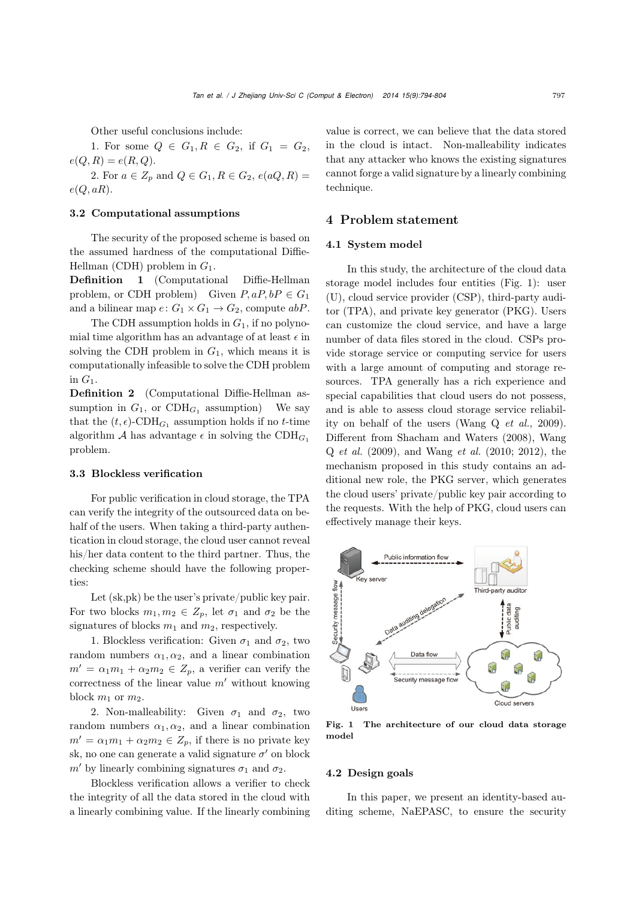Other useful conclusions include:

1. For some $Q \in G_1, R \in G_2$, if $G_1 = G_2$, $e(Q,R) = e(R,Q)$.

2. For $a \in Z_p$ and $Q \in G_1, R \in G_2$, $e(aQ, R) = e(Q, aR)$.

### 3.2 Computational assumptions

The security of the proposed scheme is based on the assumed hardness of the computational Diffie-Hellman (CDH) problem in $G_1$.

**Definition 1** (Computational Diffie-Hellman problem, or CDH problem) Given $P, aP, bP \in G_1$ and a bilinear map $e\colon G_1 \times G_1 \rightarrow G_2$, compute $abP$.

The CDH assumption holds in $G_1$, if no polynomial time algorithm has an advantage of at least $\epsilon$ in solving the CDH problem in $G_1$, which means it is computationally infeasible to solve the CDH problem in $G_1$.

**Definition 2** (Computational Diffie-Hellman assumption in $G_1$, or $\text{CDH}_{G_1}$ assumption) We say that the $(t, \epsilon)$-$\text{CDH}_{G_1}$ assumption holds if no $t$-time algorithm $\mathcal{A}$ has advantage $\epsilon$ in solving the $\text{CDH}_{G_1}$ problem.

### 3.3 Blockless verification

For public verification in cloud storage, the TPA can verify the integrity of the outsourced data on behalf of the users. When taking a third-party authentication in cloud storage, the cloud user cannot reveal his/her data content to the third partner. Thus, the checking scheme should have the following properties:

Let (sk,pk) be the user's private/public key pair. For two blocks $m_1, m_2 \in Z_p$, let $\sigma_1$ and $\sigma_2$ be the signatures of blocks $m_1$ and $m_2$, respectively.

1. Blockless verification: Given $\sigma_1$ and $\sigma_2$, two random numbers $\alpha_1, \alpha_2$, and a linear combination $m' = \alpha_1 m_1 + \alpha_2 m_2 \in Z_p$, a verifier can verify the correctness of the linear value $m'$ without knowing block $m_1$ or $m_2$.

2. Non-malleability: Given $\sigma_1$ and $\sigma_2$, two random numbers $\alpha_1, \alpha_2$, and a linear combination $m' = \alpha_1 m_1 + \alpha_2 m_2 \in Z_p$, if there is no private key sk, no one can generate a valid signature $\sigma'$ on block $m'$ by linearly combining signatures $\sigma_1$ and $\sigma_2$.

Blockless verification allows a verifier to check the integrity of all the data stored in the cloud with a linearly combining value. If the linearly combining value is correct, we can believe that the data stored in the cloud is intact. Non-malleability indicates that any attacker who knows the existing signatures cannot forge a valid signature by a linearly combining technique.

## 4 Problem statement

### 4.1 System model

In this study, the architecture of the cloud data storage model includes four entities (Fig. 1): user (U), cloud service provider (CSP), third-party auditor (TPA), and private key generator (PKG). Users can customize the cloud service, and have a large number of data files stored in the cloud. CSPs provide storage service or computing service for users with a large amount of computing and storage resources. TPA generally has a rich experience and special capabilities that cloud users do not possess, and is able to assess cloud storage service reliability on behalf of the users (Wang Q *et al.*, 2009). Different from Shacham and Waters (2008), Wang Q *et al.* (2009), and Wang *et al.* (2010; 2012), the mechanism proposed in this study contains an additional new role, the PKG server, which generates the cloud users' private/public key pair according to the requests. With the help of PKG, cloud users can effectively manage their keys.

**Fig. 1 The architecture of our cloud data storage model**

### 4.2 Design goals

In this paper, we present an identity-based auditing scheme, NaEPASC, to ensure the security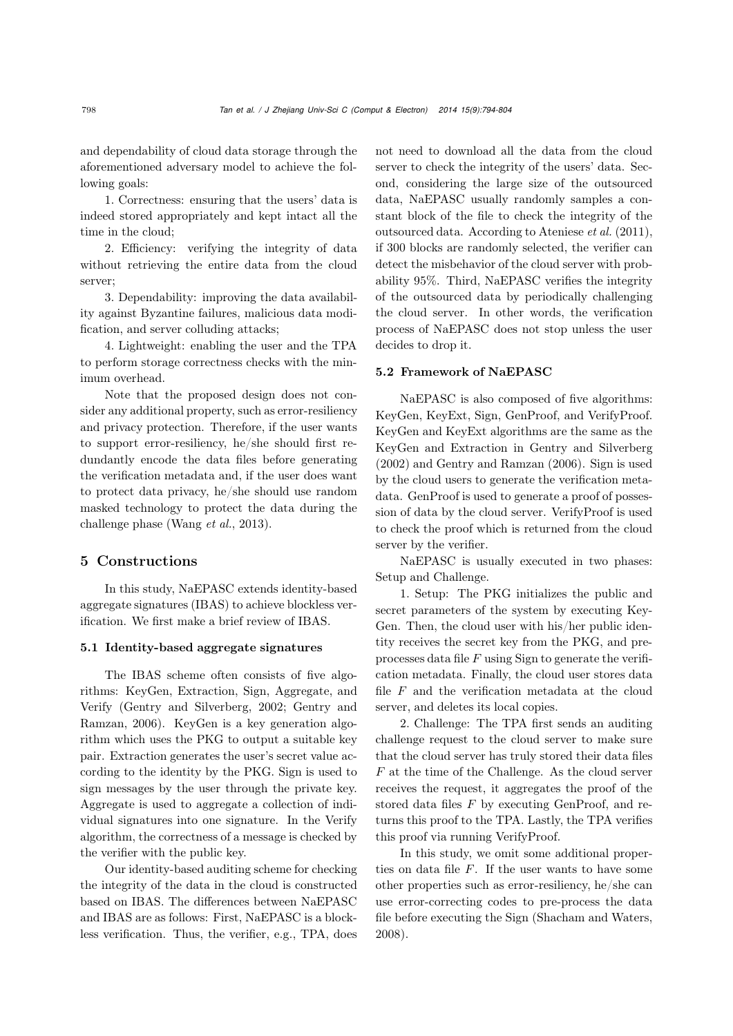and dependability of cloud data storage through the aforementioned adversary model to achieve the following goals:

1. Correctness: ensuring that the users' data is indeed stored appropriately and kept intact all the time in the cloud;

2. Efficiency: verifying the integrity of data without retrieving the entire data from the cloud server;

3. Dependability: improving the data availability against Byzantine failures, malicious data modification, and server colluding attacks;

4. Lightweight: enabling the user and the TPA to perform storage correctness checks with the minimum overhead.

Note that the proposed design does not consider any additional property, such as error-resiliency and privacy protection. Therefore, if the user wants to support error-resiliency, he/she should first redundantly encode the data files before generating the verification metadata and, if the user does want to protect data privacy, he/she should use random masked technology to protect the data during the challenge phase (Wang *et al.*, 2013).

## 5 Constructions

In this study, NaEPASC extends identity-based aggregate signatures (IBAS) to achieve blockless verification. We first make a brief review of IBAS.

### 5.1 Identity-based aggregate signatures

The IBAS scheme often consists of five algorithms: KeyGen, Extraction, Sign, Aggregate, and Verify (Gentry and Silverberg, 2002; Gentry and Ramzan, 2006). KeyGen is a key generation algorithm which uses the PKG to output a suitable key pair. Extraction generates the user's secret value according to the identity by the PKG. Sign is used to sign messages by the user through the private key. Aggregate is used to aggregate a collection of individual signatures into one signature. In the Verify algorithm, the correctness of a message is checked by the verifier with the public key.

Our identity-based auditing scheme for checking the integrity of the data in the cloud is constructed based on IBAS. The differences between NaEPASC and IBAS are as follows: First, NaEPASC is a blockless verification. Thus, the verifier, e.g., TPA, does not need to download all the data from the cloud server to check the integrity of the users' data. Second, considering the large size of the outsourced data, NaEPASC usually randomly samples a constant block of the file to check the integrity of the outsourced data. According to Ateniese *et al.* (2011), if 300 blocks are randomly selected, the verifier can detect the misbehavior of the cloud server with probability 95%. Third, NaEPASC verifies the integrity of the outsourced data by periodically challenging the cloud server. In other words, the verification process of NaEPASC does not stop unless the user decides to drop it.

### 5.2 Framework of NaEPASC

NaEPASC is also composed of five algorithms: KeyGen, KeyExt, Sign, GenProof, and VerifyProof. KeyGen and KeyExt algorithms are the same as the KeyGen and Extraction in Gentry and Silverberg (2002) and Gentry and Ramzan (2006). Sign is used by the cloud users to generate the verification metadata. GenProof is used to generate a proof of possession of data by the cloud server. VerifyProof is used to check the proof which is returned from the cloud server by the verifier.

NaEPASC is usually executed in two phases: Setup and Challenge.

1. Setup: The PKG initializes the public and secret parameters of the system by executing KeyGen. Then, the cloud user with his/her public identity receives the secret key from the PKG, and preprocesses data file $F$ using Sign to generate the verification metadata. Finally, the cloud user stores data file $F$ and the verification metadata at the cloud server, and deletes its local copies.

2. Challenge: The TPA first sends an auditing challenge request to the cloud server to make sure that the cloud server has truly stored their data files $F$ at the time of the Challenge. As the cloud server receives the request, it aggregates the proof of the stored data files $F$ by executing GenProof, and returns this proof to the TPA. Lastly, the TPA verifies this proof via running VerifyProof.

In this study, we omit some additional properties on data file $F$. If the user wants to have some other properties such as error-resiliency, he/she can use error-correcting codes to pre-process the data file before executing the Sign (Shacham and Waters, 2008).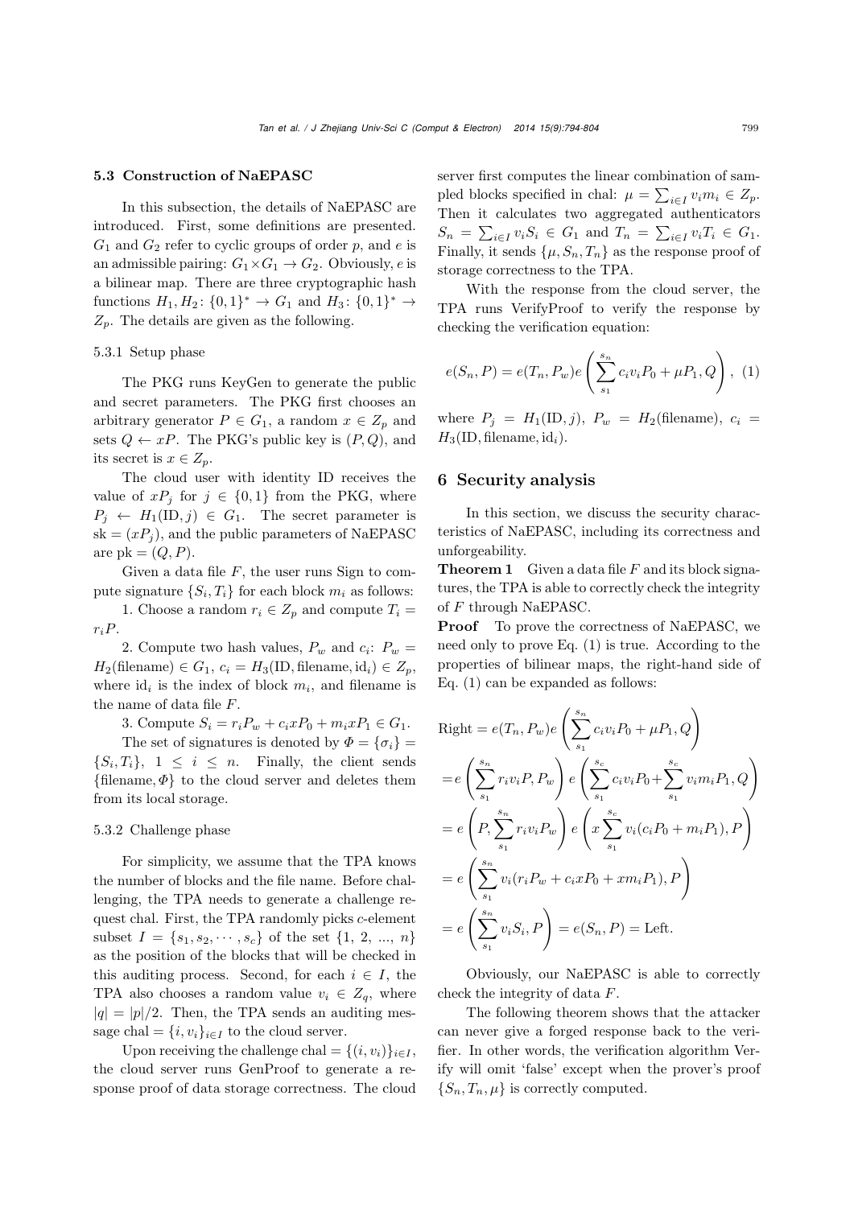### 5.3 Construction of NaEPASC

In this subsection, the details of NaEPASC are introduced. First, some definitions are presented. $G_1$ and $G_2$ refer to cyclic groups of order $p$, and $e$ is an admissible pairing: $G_1 \times G_1 \to G_2$. Obviously, $e$ is a bilinear map. There are three cryptographic hash functions $H_1, H_2$: $\{0,1\}^* \to G_1$ and $H_3$: $\{0,1\}^* \to Z_p$. The details are given as the following.

#### 5.3.1 Setup phase

The PKG runs KeyGen to generate the public and secret parameters. The PKG first chooses an arbitrary generator $P \in G_1$, a random $x \in Z_p$ and sets $Q \leftarrow xP$. The PKG's public key is $(P, Q)$, and its secret is $x \in Z_p$.

The cloud user with identity ID receives the value of $xP_j$ for $j \in \{0, 1\}$ from the PKG, where $P_j \leftarrow H_1(\mathrm{ID}, j) \in G_1$. The secret parameter is $\mathrm{sk} = (xP_j)$, and the public parameters of NaEPASC are $\mathrm{pk} = (Q, P)$.

Given a data file $F$, the user runs Sign to compute signature $\{S_i, T_i\}$ for each block $m_i$ as follows:

1. Choose a random $r_i \in Z_p$ and compute $T_i = r_i P$.

2. Compute two hash values, $P_w$ and $c_i$: $P_w = H_2(\text{filename}) \in G_1$, $c_i = H_3(\mathrm{ID}, \text{filename}, \mathrm{id}_i) \in Z_p$, where $\mathrm{id}_i$ is the index of block $m_i$, and filename is the name of data file $F$.

3. Compute $S_i = r_i P_w + c_i x P_0 + m_i x P_1 \in G_1$.

The set of signatures is denoted by $\Phi = \{\sigma_i\} = \{S_i, T_i\}$, $1 \le i \le n$. Finally, the client sends $\{\text{filename}, \Phi\}$ to the cloud server and deletes them from its local storage.

#### 5.3.2 Challenge phase

For simplicity, we assume that the TPA knows the number of blocks and the file name. Before challenging, the TPA needs to generate a challenge request chal. First, the TPA randomly picks $c$-element subset $I = \{s_1, s_2, \cdots, s_c\}$ of the set $\{1, 2, ..., n\}$ as the position of the blocks that will be checked in this auditing process. Second, for each $i \in I$, the TPA also chooses a random value $v_i \in Z_q$, where $|q| = |p|/2$. Then, the TPA sends an auditing message $\mathrm{chal} = \{i, v_i\}_{i \in I}$ to the cloud server.

Upon receiving the challenge $\mathrm{chal} = \{(i, v_i)\}_{i \in I}$, the cloud server runs GenProof to generate a response proof of data storage correctness. The cloud server first computes the linear combination of sampled blocks specified in chal: $\mu = \sum_{i \in I} v_i m_i \in Z_p$. Then it calculates two aggregated authenticators $S_n = \sum_{i \in I} v_i S_i \in G_1$ and $T_n = \sum_{i \in I} v_i T_i \in G_1$. Finally, it sends $\{\mu, S_n, T_n\}$ as the response proof of storage correctness to the TPA.

With the response from the cloud server, the TPA runs VerifyProof to verify the response by checking the verification equation:

$$e(S_n, P) = e(T_n, P_w) e\left(\sum_{s_1}^{s_n} c_i v_i P_0 + \mu P_1, Q\right), \quad (1)$$

where $P_j = H_1(\mathrm{ID}, j)$, $P_w = H_2(\text{filename})$, $c_i = H_3(\mathrm{ID}, \text{filename}, \mathrm{id}_i)$.

## 6 Security analysis

In this section, we discuss the security characteristics of NaEPASC, including its correctness and unforgeability.

**Theorem 1** Given a data file $F$ and its block signatures, the TPA is able to correctly check the integrity of $F$ through NaEPASC.

**Proof** To prove the correctness of NaEPASC, we need only to prove Eq. (1) is true. According to the properties of bilinear maps, the right-hand side of Eq. (1) can be expanded as follows:

$$\begin{aligned}
\text{Right} &= e(T_n, P_w) e\left(\sum_{s_1}^{s_n} c_i v_i P_0 + \mu P_1, Q\right) \\
&= e\left(\sum_{s_1}^{s_n} r_i v_i P, P_w\right) e\left(\sum_{s_1}^{s_c} c_i v_i P_0 + \sum_{s_1}^{s_c} v_i m_i P_1, Q\right) \\
&= e\left(P, \sum_{s_1}^{s_n} r_i v_i P_w\right) e\left(x \sum_{s_1}^{s_c} v_i (c_i P_0 + m_i P_1), P\right) \\
&= e\left(\sum_{s_1}^{s_n} v_i (r_i P_w + c_i x P_0 + x m_i P_1), P\right) \\
&= e\left(\sum_{s_1}^{s_n} v_i S_i, P\right) = e(S_n, P) = \text{Left}.
\end{aligned}$$

Obviously, our NaEPASC is able to correctly check the integrity of data $F$.

The following theorem shows that the attacker can never give a forged response back to the verifier. In other words, the verification algorithm Verify will omit 'false' except when the prover's proof $\{S_n, T_n, \mu\}$ is correctly computed.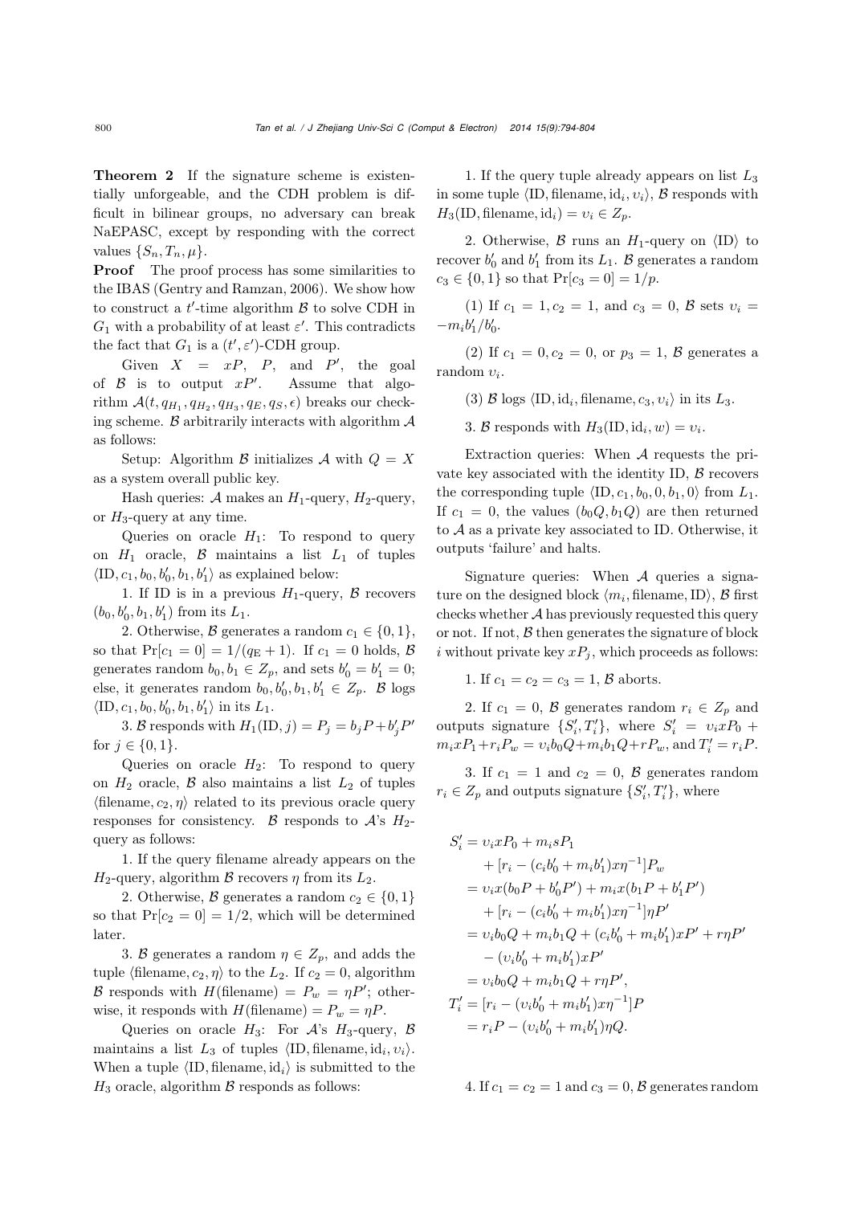**Theorem 2** If the signature scheme is existentially unforgeable, and the CDH problem is difficult in bilinear groups, no adversary can break NaEPASC, except by responding with the correct values $\{S_n, T_n, \mu\}$.

**Proof** The proof process has some similarities to the IBAS (Gentry and Ramzan, 2006). We show how to construct a $t'$-time algorithm $\mathcal{B}$ to solve CDH in $G_1$ with a probability of at least $\varepsilon'$. This contradicts the fact that $G_1$ is a $(t', \varepsilon')$-CDH group.

Given $X = xP$, $P$, and $P'$, the goal of $\mathcal{B}$ is to output $xP'$. Assume that algorithm $\mathcal{A}(t, q_{H_1}, q_{H_2}, q_{H_3}, q_E, q_S, \epsilon)$ breaks our checking scheme. $\mathcal{B}$ arbitrarily interacts with algorithm $\mathcal{A}$ as follows:

Setup: Algorithm $\mathcal{B}$ initializes $\mathcal{A}$ with $Q = X$ as a system overall public key.

Hash queries: $\mathcal{A}$ makes an $H_1$-query, $H_2$-query, or $H_3$-query at any time.

Queries on oracle $H_1$: To respond to query on $H_1$ oracle, $\mathcal{B}$ maintains a list $L_1$ of tuples $\langle \text{ID}, c_1, b_0, b'_0, b_1, b'_1 \rangle$ as explained below:

1. If ID is in a previous $H_1$-query, $\mathcal{B}$ recovers $(b_0, b'_0, b_1, b'_1)$ from its $L_1$.

2. Otherwise, $\mathcal{B}$ generates a random $c_1 \in \{0, 1\}$, so that $\Pr[c_1 = 0] = 1/(q_\text{E} + 1)$. If $c_1 = 0$ holds, $\mathcal{B}$ generates random $b_0, b_1 \in Z_p$, and sets $b'_0 = b'_1 = 0$; else, it generates random $b_0, b'_0, b_1, b'_1 \in Z_p$. $\mathcal{B}$ logs $\langle \text{ID}, c_1, b_0, b'_0, b_1, b'_1 \rangle$ in its $L_1$.

3. $\mathcal{B}$ responds with $H_1(\text{ID}, j) = P_j = b_j P + b'_j P'$ for $j \in \{0, 1\}$.

Queries on oracle $H_2$: To respond to query on $H_2$ oracle, $\mathcal{B}$ also maintains a list $L_2$ of tuples $\langle \text{filename}, c_2, \eta \rangle$ related to its previous oracle query responses for consistency. $\mathcal{B}$ responds to $\mathcal{A}$'s $H_2$-query as follows:

1. If the query filename already appears on the $H_2$-query, algorithm $\mathcal{B}$ recovers $\eta$ from its $L_2$.

2. Otherwise, $\mathcal{B}$ generates a random $c_2 \in \{0, 1\}$ so that $\Pr[c_2 = 0] = 1/2$, which will be determined later.

3. $\mathcal{B}$ generates a random $\eta \in Z_p$, and adds the tuple $\langle \text{filename}, c_2, \eta \rangle$ to the $L_2$. If $c_2 = 0$, algorithm $\mathcal{B}$ responds with $H(\text{filename}) = P_w = \eta P'$; otherwise, it responds with $H(\text{filename}) = P_w = \eta P$.

Queries on oracle $H_3$: For $\mathcal{A}$'s $H_3$-query, $\mathcal{B}$ maintains a list $L_3$ of tuples $\langle \text{ID}, \text{filename}, \text{id}_i, \upsilon_i \rangle$. When a tuple $\langle \text{ID}, \text{filename}, \text{id}_i \rangle$ is submitted to the $H_3$ oracle, algorithm $\mathcal{B}$ responds as follows:

1. If the query tuple already appears on list $L_3$ in some tuple $\langle \text{ID}, \text{filename}, \text{id}_i, \upsilon_i \rangle$, $\mathcal{B}$ responds with $H_3(\text{ID}, \text{filename}, \text{id}_i) = \upsilon_i \in Z_p$.

2. Otherwise, $\mathcal{B}$ runs an $H_1$-query on $\langle \text{ID} \rangle$ to recover $b'_0$ and $b'_1$ from its $L_1$. $\mathcal{B}$ generates a random $c_3 \in \{0, 1\}$ so that $\Pr[c_3 = 0] = 1/p$.

(1) If $c_1 = 1, c_2 = 1$, and $c_3 = 0$, $\mathcal{B}$ sets $\upsilon_i = -m_i b'_1 / b'_0$.

(2) If $c_1 = 0, c_2 = 0$, or $p_3 = 1$, $\mathcal{B}$ generates a random $\upsilon_i$.

(3) $\mathcal{B}$ logs $\langle \text{ID}, \text{id}_i, \text{filename}, c_3, \upsilon_i \rangle$ in its $L_3$.

3. $\mathcal{B}$ responds with $H_3(\text{ID}, \text{id}_i, w) = \upsilon_i$.

Extraction queries: When $\mathcal{A}$ requests the private key associated with the identity ID, $\mathcal{B}$ recovers the corresponding tuple $\langle \text{ID}, c_1, b_0, 0, b_1, 0 \rangle$ from $L_1$. If $c_1 = 0$, the values $(b_0 Q, b_1 Q)$ are then returned to $\mathcal{A}$ as a private key associated to ID. Otherwise, it outputs 'failure' and halts.

Signature queries: When $\mathcal{A}$ queries a signature on the designed block $\langle m_i, \text{filename}, \text{ID} \rangle$, $\mathcal{B}$ first checks whether $\mathcal{A}$ has previously requested this query or not. If not, $\mathcal{B}$ then generates the signature of block $i$ without private key $xP_j$, which proceeds as follows:

1. If $c_1 = c_2 = c_3 = 1$, $\mathcal{B}$ aborts.

2. If $c_1 = 0$, $\mathcal{B}$ generates random $r_i \in Z_p$ and outputs signature $\{S'_i, T'_i\}$, where $S'_i = \upsilon_i x P_0 + m_i x P_1 + r_i P_w = \upsilon_i b_0 Q + m_i b_1 Q + r P_w$, and $T'_i = r_i P$.

3. If $c_1 = 1$ and $c_2 = 0$, $\mathcal{B}$ generates random $r_i \in Z_p$ and outputs signature $\{S'_i, T'_i\}$, where

$$
\begin{aligned}
S'_i &= \upsilon_i x P_0 + m_i s P_1 \\
&\quad + [r_i - (c_i b'_0 + m_i b'_1) x \eta^{-1}] P_w \\
&= \upsilon_i x (b_0 P + b'_0 P') + m_i x (b_1 P + b'_1 P') \\
&\quad + [r_i - (c_i b'_0 + m_i b'_1) x \eta^{-1}] \eta P' \\
&= \upsilon_i b_0 Q + m_i b_1 Q + (c_i b'_0 + m_i b'_1) x P' + r \eta P' \\
&\quad - (\upsilon_i b'_0 + m_i b'_1) x P' \\
&= \upsilon_i b_0 Q + m_i b_1 Q + r \eta P', \\
T'_i &= [r_i - (\upsilon_i b'_0 + m_i b'_1) x \eta^{-1}] P \\
&= r_i P - (\upsilon_i b'_0 + m_i b'_1) \eta Q.
\end{aligned}
$$

4. If $c_1 = c_2 = 1$ and $c_3 = 0$, $\mathcal{B}$ generates random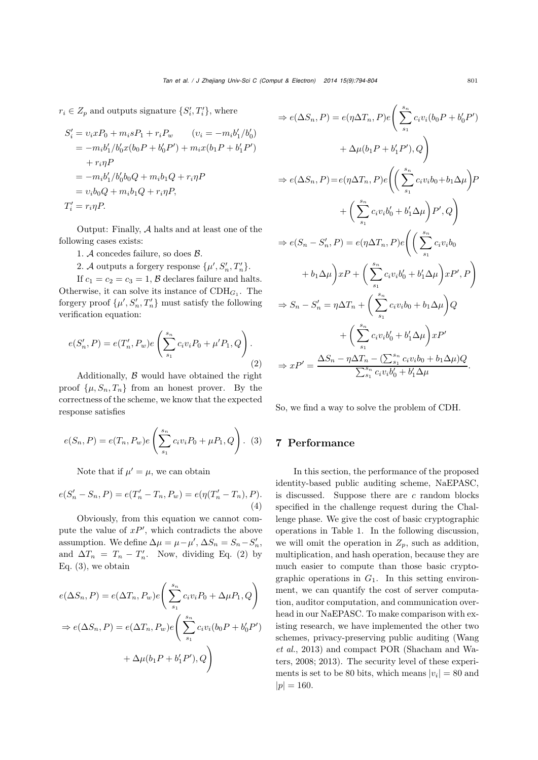$r_i \in Z_p$ and outputs signature $\{S_i', T_i'\}$, where

$$
\begin{aligned}
S_i' &= \upsilon_i x P_0 + m_i s P_1 + r_i P_w \qquad (\upsilon_i = -m_i b_1'/b_0') \\
&= -m_i b_1'/b_0' x(b_0 P + b_0' P') + m_i x(b_1 P + b_1' P') \\
&\quad + r_i \eta P \\
&= -m_i b_1'/b_0' b_0 Q + m_i b_1 Q + r_i \eta P \\
&= \upsilon_i b_0 Q + m_i b_1 Q + r_i \eta P, \\
T_i' &= r_i \eta P.
\end{aligned}
$$

Output: Finally, $\mathcal{A}$ halts and at least one of the following cases exists:

1. $\mathcal{A}$ concedes failure, so does $\mathcal{B}$.
2. $\mathcal{A}$ outputs a forgery response $\{\mu', S_n', T_n'\}$.

If $c_1 = c_2 = c_3 = 1$, $\mathcal{B}$ declares failure and halts. Otherwise, it can solve its instance of $\text{CDH}_{G_1}$. The forgery proof $\{\mu', S_n', T_n'\}$ must satisfy the following verification equation:

$$
e(S_n', P) = e(T_n', P_w) e\left(\sum_{s_1}^{s_n} c_i v_i P_0 + \mu' P_1, Q\right). \tag{2}
$$

Additionally, $\mathcal{B}$ would have obtained the right proof $\{\mu, S_n, T_n\}$ from an honest prover. By the correctness of the scheme, we know that the expected response satisfies

$$
e(S_n, P) = e(T_n, P_w) e\left(\sum_{s_1}^{s_n} c_i v_i P_0 + \mu P_1, Q\right). \tag{3}
$$

Note that if $\mu' = \mu$, we can obtain

$$
e(S_n' - S_n, P) = e(T_n' - T_n, P_w) = e(\eta(T_n' - T_n), P). \tag{4}
$$

Obviously, from this equation we cannot compute the value of $xP'$, which contradicts the above assumption. We define $\Delta\mu = \mu - \mu'$, $\Delta S_n = S_n - S_n'$, and $\Delta T_n = T_n - T_n'$. Now, dividing Eq. (2) by Eq. (3), we obtain

$$
\begin{aligned}
& e(\Delta S_n, P) = e(\Delta T_n, P_w) e\left(\sum_{s_1}^{s_n} c_i v_i P_0 + \Delta\mu P_1, Q\right) \\
\Rightarrow\ & e(\Delta S_n, P) = e(\Delta T_n, P_w) e\left(\sum_{s_1}^{s_n} c_i v_i (b_0 P + b_0' P') + \Delta\mu(b_1 P + b_1' P'), Q\right) \\
\Rightarrow\ & e(\Delta S_n, P) = e(\eta \Delta T_n, P) e\left(\sum_{s_1}^{s_n} c_i v_i (b_0 P + b_0' P') + \Delta\mu(b_1 P + b_1' P'), Q\right) \\
\Rightarrow\ & e(\Delta S_n, P) = e(\eta \Delta T_n, P) e\left(\left(\sum_{s_1}^{s_n} c_i v_i b_0 + b_1 \Delta\mu\right) P + \left(\sum_{s_1}^{s_n} c_i v_i b_0' + b_1' \Delta\mu\right) P', Q\right) \\
\Rightarrow\ & e(S_n - S_n', P) = e(\eta \Delta T_n, P) e\left(\left(\sum_{s_1}^{s_n} c_i v_i b_0 + b_1 \Delta\mu\right) xP + \left(\sum_{s_1}^{s_n} c_i v_i b_0' + b_1' \Delta\mu\right) xP', P\right) \\
\Rightarrow\ & S_n - S_n' = \eta \Delta T_n + \left(\sum_{s_1}^{s_n} c_i v_i b_0 + b_1 \Delta\mu\right) Q + \left(\sum_{s_1}^{s_n} c_i v_i b_0' + b_1' \Delta\mu\right) xP' \\
\Rightarrow\ & xP' = \frac{\Delta S_n - \eta \Delta T_n - (\sum_{s_1}^{s_n} c_i v_i b_0 + b_1 \Delta\mu) Q}{\sum_{s_1}^{s_n} c_i v_i b_0' + b_1' \Delta\mu}.
\end{aligned}
$$

So, we find a way to solve the problem of CDH.

## 7 Performance

In this section, the performance of the proposed identity-based public auditing scheme, NaEPASC, is discussed. Suppose there are $c$ random blocks specified in the challenge request during the Challenge phase. We give the cost of basic cryptographic operations in Table 1. In the following discussion, we will omit the operation in $Z_p$, such as addition, multiplication, and hash operation, because they are much easier to compute than those basic cryptographic operations in $G_1$. In this setting environment, we can quantify the cost of server computation, auditor computation, and communication overhead in our NaEPASC. To make comparison with existing research, we have implemented the other two schemes, privacy-preserving public auditing (Wang *et al.*, 2013) and compact POR (Shacham and Waters, 2008; 2013). The security level of these experiments is set to be 80 bits, which means $|v_i| = 80$ and $|p| = 160$.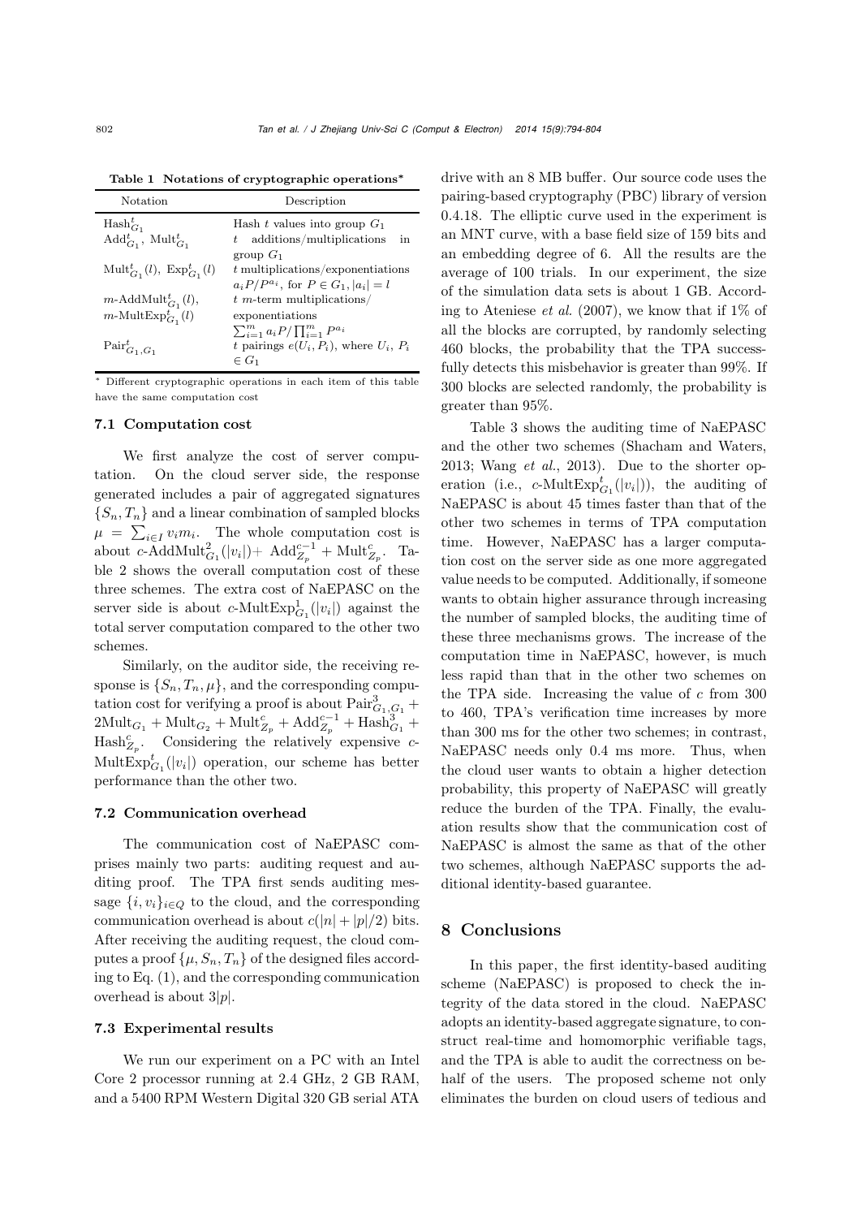**Table 1 Notations of cryptographic operations***

| Notation | Description |
|---|---|
| $\mathrm{Hash}^t_{G_1}$ | Hash $t$ values into group $G_1$ |
| $\mathrm{Add}^t_{G_1}$, $\mathrm{Mult}^t_{G_1}$ | $t$ additions/multiplications in group $G_1$ |
| $\mathrm{Mult}^t_{G_1}(l)$, $\mathrm{Exp}^t_{G_1}(l)$ | $t$ multiplications/exponentiations $a_iP/P^{a_i}$, for $P \in G_1, \|a_i\| = l$ |
| $m$-$\mathrm{AddMult}^t_{G_1}(l)$, $m$-$\mathrm{MultExp}^t_{G_1}(l)$ | $t$ $m$-term multiplications/ exponentiations $\sum_{i=1}^m a_iP/\prod_{i=1}^m P^{a_i}$ |
| $\mathrm{Pair}^t_{G_1,G_1}$ | $t$ pairings $e(U_i, P_i)$, where $U_i$, $P_i$ $\in G_1$ |

* Different cryptographic operations in each item of this table have the same computation cost

### 7.1 Computation cost

We first analyze the cost of server computation. On the cloud server side, the response generated includes a pair of aggregated signatures $\{S_n, T_n\}$ and a linear combination of sampled blocks $\mu = \sum_{i \in I} v_i m_i$. The whole computation cost is about $c$-$\mathrm{AddMult}^2_{G_1}(|v_i|) + \mathrm{Add}^{c-1}_{Z_p} + \mathrm{Mult}^c_{Z_p}$. Table 2 shows the overall computation cost of these three schemes. The extra cost of NaEPASC on the server side is about $c$-$\mathrm{MultExp}^1_{G_1}(|v_i|)$ against the total server computation compared to the other two schemes.

Similarly, on the auditor side, the receiving response is $\{S_n, T_n, \mu\}$, and the corresponding computation cost for verifying a proof is about $\mathrm{Pair}^3_{G_1,G_1} + 2\mathrm{Mult}_{G_1} + \mathrm{Mult}_{G_2} + \mathrm{Mult}^c_{Z_p} + \mathrm{Add}^{c-1}_{Z_p} + \mathrm{Hash}^3_{G_1} + \mathrm{Hash}^c_{Z_p}$. Considering the relatively expensive $c$-$\mathrm{MultExp}^t_{G_1}(|v_i|)$ operation, our scheme has better performance than the other two.

### 7.2 Communication overhead

The communication cost of NaEPASC comprises mainly two parts: auditing request and auditing proof. The TPA first sends auditing message $\{i, v_i\}_{i \in Q}$ to the cloud, and the corresponding communication overhead is about $c(|n| + |p|/2)$ bits. After receiving the auditing request, the cloud computes a proof $\{\mu, S_n, T_n\}$ of the designed files according to Eq. (1), and the corresponding communication overhead is about $3|p|$.

### 7.3 Experimental results

We run our experiment on a PC with an Intel Core 2 processor running at 2.4 GHz, 2 GB RAM, and a 5400 RPM Western Digital 320 GB serial ATA drive with an 8 MB buffer. Our source code uses the pairing-based cryptography (PBC) library of version 0.4.18. The elliptic curve used in the experiment is an MNT curve, with a base field size of 159 bits and an embedding degree of 6. All the results are the average of 100 trials. In our experiment, the size of the simulation data sets is about 1 GB. According to Ateniese *et al.* (2007), we know that if 1% of all the blocks are corrupted, by randomly selecting 460 blocks, the probability that the TPA successfully detects this misbehavior is greater than 99%. If 300 blocks are selected randomly, the probability is greater than 95%.

Table 3 shows the auditing time of NaEPASC and the other two schemes (Shacham and Waters, 2013; Wang *et al.*, 2013). Due to the shorter operation (i.e., $c$-$\mathrm{MultExp}^t_{G_1}(|v_i|)$), the auditing of NaEPASC is about 45 times faster than that of the other two schemes in terms of TPA computation time. However, NaEPASC has a larger computation cost on the server side as one more aggregated value needs to be computed. Additionally, if someone wants to obtain higher assurance through increasing the number of sampled blocks, the auditing time of these three mechanisms grows. The increase of the computation time in NaEPASC, however, is much less rapid than that in the other two schemes on the TPA side. Increasing the value of $c$ from 300 to 460, TPA's verification time increases by more than 300 ms for the other two schemes; in contrast, NaEPASC needs only 0.4 ms more. Thus, when the cloud user wants to obtain a higher detection probability, this property of NaEPASC will greatly reduce the burden of the TPA. Finally, the evaluation results show that the communication cost of NaEPASC is almost the same as that of the other two schemes, although NaEPASC supports the additional identity-based guarantee.

## 8 Conclusions

In this paper, the first identity-based auditing scheme (NaEPASC) is proposed to check the integrity of the data stored in the cloud. NaEPASC adopts an identity-based aggregate signature, to construct real-time and homomorphic verifiable tags, and the TPA is able to audit the correctness on behalf of the users. The proposed scheme not only eliminates the burden on cloud users of tedious and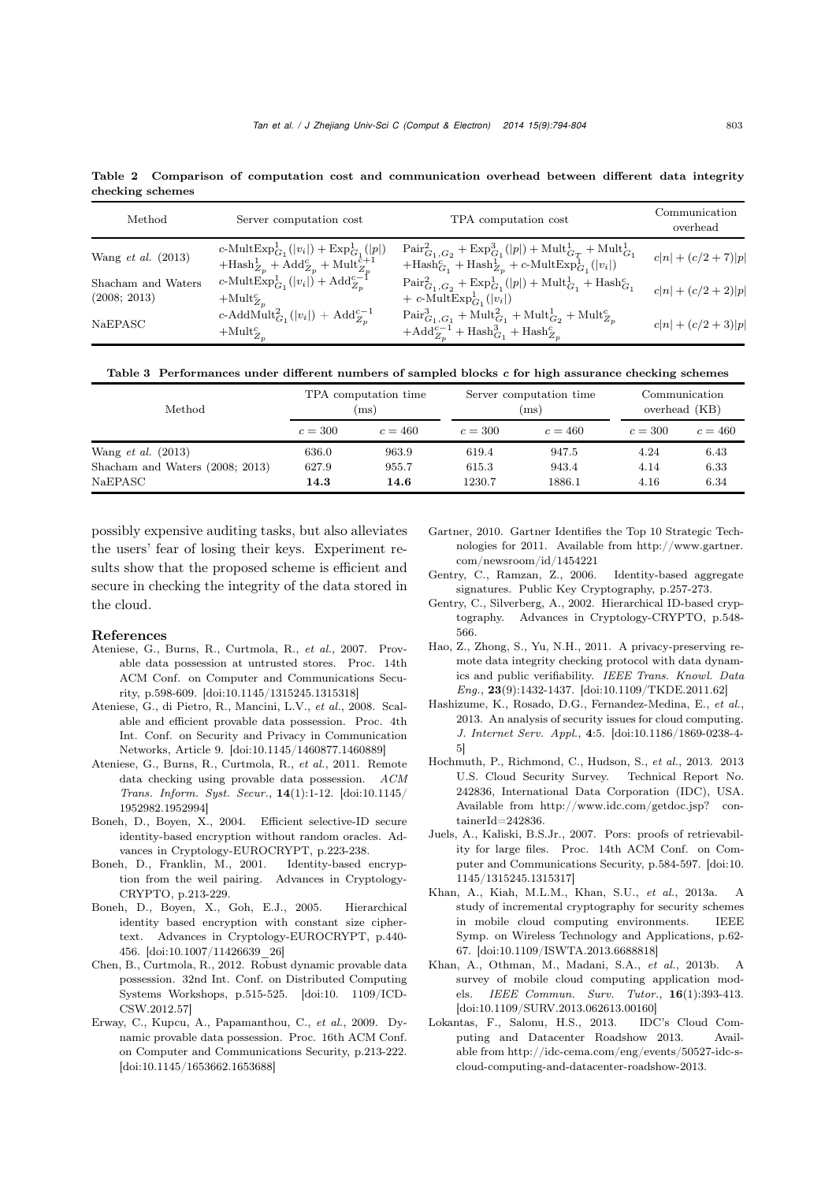**Table 2 Comparison of computation cost and communication overhead between different data integrity checking schemes**

| Method | Server computation cost | TPA computation cost | Communication overhead |
|---|---|---|---|
| Wang *et al.* (2013) | $c\text{-MultExp}^1_{G_1}(\lvert v_i\rvert) + \text{Exp}^1_{G_1}(\lvert p\rvert) + \text{Hash}^1_{Z_p} + \text{Add}^c_{Z_p} + \text{Mult}^{c+1}_{Z_p}$ | $\text{Pair}^2_{G_1,G_2} + \text{Exp}^3_{G_1}(\lvert p\rvert) + \text{Mult}^1_{G_T} + \text{Mult}^1_{G_1} + \text{Hash}^c_{G_1} + \text{Hash}^1_{Z_p} + c\text{-MultExp}^1_{G_1}(\lvert v_i\rvert)$ | $c\lvert n\rvert + (c/2+7)\lvert p\rvert$ |
| Shacham and Waters (2008; 2013) | $c\text{-MultExp}^1_{G_1}(\lvert v_i\rvert) + \text{Add}^{c-1}_{Z_p} + \text{Mult}^c_{Z_p}$ | $\text{Pair}^2_{G_1,G_2} + \text{Exp}^1_{G_1}(\lvert p\rvert) + \text{Mult}^1_{G_1} + \text{Hash}^c_{G_1} + c\text{-MultExp}^1_{G_1}(\lvert v_i\rvert)$ | $c\lvert n\rvert + (c/2+2)\lvert p\rvert$ |
| NaEPASC | $c\text{-AddMult}^2_{G_1}(\lvert v_i\rvert) + \text{Add}^{c-1}_{Z_p} + \text{Mult}^c_{Z_p}$ | $\text{Pair}^3_{G_1,G_1} + \text{Mult}^2_{G_1} + \text{Mult}^1_{G_2} + \text{Mult}^c_{Z_p} + \text{Add}^{c-1}_{Z_p} + \text{Hash}^3_{G_1} + \text{Hash}^c_{Z_p}$ | $c\lvert n\rvert + (c/2+3)\lvert p\rvert$ |

**Table 3 Performances under different numbers of sampled blocks $c$ for high assurance checking schemes**

| Method | TPA computation time (ms) | | Server computation time (ms) | | Communication overhead (KB) | |
|---|---|---|---|---|---|---|
| | $c=300$ | $c=460$ | $c=300$ | $c=460$ | $c=300$ | $c=460$ |
| Wang *et al.* (2013) | 636.0 | 963.9 | 619.4 | 947.5 | 4.24 | 6.43 |
| Shacham and Waters (2008; 2013) | 627.9 | 955.7 | 615.3 | 943.4 | 4.14 | 6.33 |
| NaEPASC | **14.3** | **14.6** | 1230.7 | 1886.1 | 4.16 | 6.34 |

possibly expensive auditing tasks, but also alleviates the users' fear of losing their keys. Experiment results show that the proposed scheme is efficient and secure in checking the integrity of the data stored in the cloud.

## References

Ateniese, G., Burns, R., Curtmola, R., *et al.*, 2007. Provable data possession at untrusted stores. Proc. 14th ACM Conf. on Computer and Communications Security, p.598-609. [doi:10.1145/1315245.1315318]

Ateniese, G., di Pietro, R., Mancini, L.V., *et al.*, 2008. Scalable and efficient provable data possession. Proc. 4th Int. Conf. on Security and Privacy in Communication Networks, Article 9. [doi:10.1145/1460877.1460889]

Ateniese, G., Burns, R., Curtmola, R., *et al.*, 2011. Remote data checking using provable data possession. *ACM Trans. Inform. Syst. Secur.*, **14**(1):1-12. [doi:10.1145/1952982.1952994]

Boneh, D., Boyen, X., 2004. Efficient selective-ID secure identity-based encryption without random oracles. Advances in Cryptology-EUROCRYPT, p.223-238.

Boneh, D., Franklin, M., 2001. Identity-based encryption from the weil pairing. Advances in Cryptology-CRYPTO, p.213-229.

Boneh, D., Boyen, X., Goh, E.J., 2005. Hierarchical identity based encryption with constant size ciphertext. Advances in Cryptology-EUROCRYPT, p.440-456. [doi:10.1007/11426639_26]

Chen, B., Curtmola, R., 2012. Robust dynamic provable data possession. 32nd Int. Conf. on Distributed Computing Systems Workshops, p.515-525. [doi:10. 1109/ICDCSW.2012.57]

Erway, C., Kupcu, A., Papamanthou, C., *et al.*, 2009. Dynamic provable data possession. Proc. 16th ACM Conf. on Computer and Communications Security, p.213-222. [doi:10.1145/1653662.1653688]

Gartner, 2010. Gartner Identifies the Top 10 Strategic Technologies for 2011. Available from http://www.gartner.com/newsroom/id/1454221

Gentry, C., Ramzan, Z., 2006. Identity-based aggregate signatures. Public Key Cryptography, p.257-273.

Gentry, C., Silverberg, A., 2002. Hierarchical ID-based cryptography. Advances in Cryptology-CRYPTO, p.548-566.

Hao, Z., Zhong, S., Yu, N.H., 2011. A privacy-preserving remote data integrity checking protocol with data dynamics and public verifiability. *IEEE Trans. Knowl. Data Eng.*, **23**(9):1432-1437. [doi:10.1109/TKDE.2011.62]

Hashizume, K., Rosado, D.G., Fernandez-Medina, E., *et al.*, 2013. An analysis of security issues for cloud computing. *J. Internet Serv. Appl.*, **4**:5. [doi:10.1186/1869-0238-4-5]

Hochmuth, P., Richmond, C., Hudson, S., *et al.*, 2013. 2013 U.S. Cloud Security Survey. Technical Report No. 242836, International Data Corporation (IDC), USA. Available from http://www.idc.com/getdoc.jsp? containerId=242836.

Juels, A., Kaliski, B.S.Jr., 2007. Pors: proofs of retrievability for large files. Proc. 14th ACM Conf. on Computer and Communications Security, p.584-597. [doi:10.1145/1315245.1315317]

Khan, A., Kiah, M.L.M., Khan, S.U., *et al.*, 2013a. A study of incremental cryptography for security schemes in mobile cloud computing environments. IEEE Symp. on Wireless Technology and Applications, p.62-67. [doi:10.1109/ISWTA.2013.6688818]

Khan, A., Othman, M., Madani, S.A., *et al.*, 2013b. A survey of mobile cloud computing application models. *IEEE Commun. Surv. Tutor.*, **16**(1):393-413. [doi:10.1109/SURV.2013.062613.00160]

Lokantas, F., Salonu, H.S., 2013. IDC's Cloud Computing and Datacenter Roadshow 2013. Available from http://idc-cema.com/eng/events/50527-idc-s-cloud-computing-and-datacenter-roadshow-2013.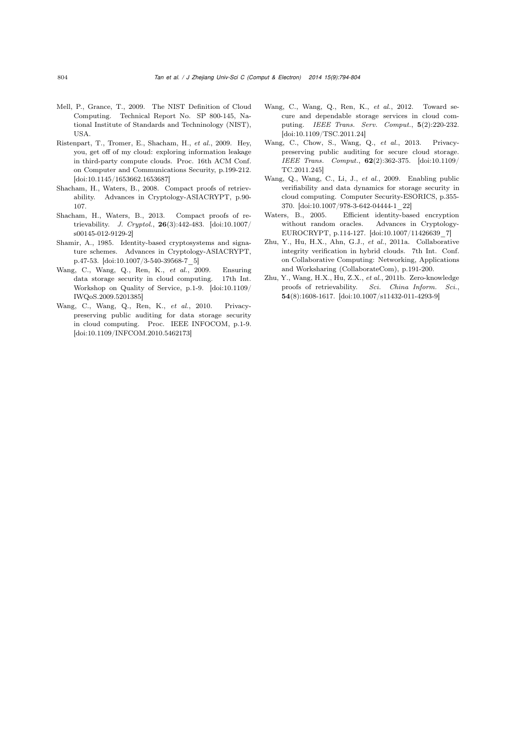Mell, P., Grance, T., 2009. The NIST Definition of Cloud Computing. Technical Report No. SP 800-145, National Institute of Standards and Techninology (NIST), USA.

Ristenpart, T., Tromer, E., Shacham, H., *et al.*, 2009. Hey, you, get off of my cloud: exploring information leakage in third-party compute clouds. Proc. 16th ACM Conf. on Computer and Communications Security, p.199-212. [doi:10.1145/1653662.1653687]

Shacham, H., Waters, B., 2008. Compact proofs of retrievability. Advances in Cryptology-ASIACRYPT, p.90-107.

Shacham, H., Waters, B., 2013. Compact proofs of retrievability. *J. Cryptol.*, **26**(3):442-483. [doi:10.1007/s00145-012-9129-2]

Shamir, A., 1985. Identity-based cryptosystems and signature schemes. Advances in Cryptology-ASIACRYPT, p.47-53. [doi:10.1007/3-540-39568-7_5]

Wang, C., Wang, Q., Ren, K., *et al.*, 2009. Ensuring data storage security in cloud computing. 17th Int. Workshop on Quality of Service, p.1-9. [doi:10.1109/IWQoS.2009.5201385]

Wang, C., Wang, Q., Ren, K., *et al.*, 2010. Privacy-preserving public auditing for data storage security in cloud computing. Proc. IEEE INFOCOM, p.1-9. [doi:10.1109/INFCOM.2010.5462173]

Wang, C., Wang, Q., Ren, K., *et al.*, 2012. Toward secure and dependable storage services in cloud computing. *IEEE Trans. Serv. Comput.*, **5**(2):220-232. [doi:10.1109/TSC.2011.24]

Wang, C., Chow, S., Wang, Q., *et al.*, 2013. Privacy-preserving public auditing for secure cloud storage. *IEEE Trans. Comput.*, **62**(2):362-375. [doi:10.1109/TC.2011.245]

Wang, Q., Wang, C., Li, J., *et al.*, 2009. Enabling public verifiability and data dynamics for storage security in cloud computing. Computer Security-ESORICS, p.355-370. [doi:10.1007/978-3-642-04444-1_22]

Waters, B., 2005. Efficient identity-based encryption without random oracles. Advances in Cryptology-EUROCRYPT, p.114-127. [doi:10.1007/11426639_7]

Zhu, Y., Hu, H.X., Ahn, G.J., *et al.*, 2011a. Collaborative integrity verification in hybrid clouds. 7th Int. Conf. on Collaborative Computing: Networking, Applications and Worksharing (CollaborateCom), p.191-200.

Zhu, Y., Wang, H.X., Hu, Z.X., *et al.*, 2011b. Zero-knowledge proofs of retrievability. *Sci. China Inform. Sci.*, **54**(8):1608-1617. [doi:10.1007/s11432-011-4293-9]